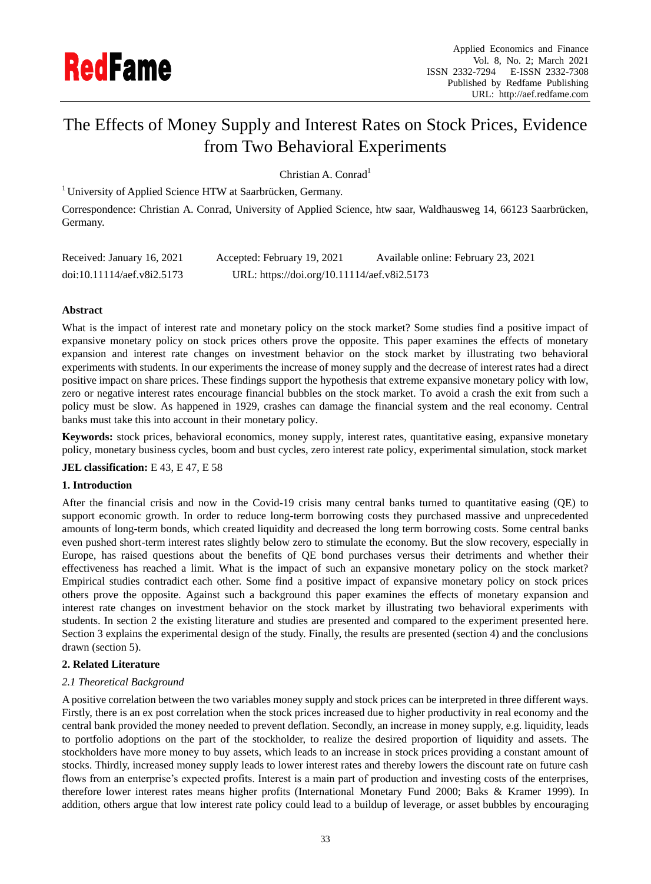# The Effects of Money Supply and Interest Rates on Stock Prices, Evidence from Two Behavioral Experiments

Christian A. Conrad[1]

[1] University of Applied Science HTW at Saarbrücken, Germany.

Correspondence: Christian A. Conrad, University of Applied Science, htw saar, Waldhausweg 14, 66123 Saarbrücken, Germany.

Received: January 16, 2021 Accepted: February 19, 2021 Available online: February 23, 2021

doi:10.11114/aef.v8i2.5173 URL: https://doi.org/10.11114/aef.v8i2.5173

## Abstract

What is the impact of interest rate and monetary policy on the stock market? Some studies find a positive impact of expansive monetary policy on stock prices others prove the opposite. This paper examines the effects of monetary expansion and interest rate changes on investment behavior on the stock market by illustrating two behavioral experiments with students. In our experiments the increase of money supply and the decrease of interest rates had a direct positive impact on share prices. These findings support the hypothesis that extreme expansive monetary policy with low, zero or negative interest rates encourage financial bubbles on the stock market. To avoid a crash the exit from such a policy must be slow. As happened in 1929, crashes can damage the financial system and the real economy. Central banks must take this into account in their monetary policy.

**Keywords:** stock prices, behavioral economics, money supply, interest rates, quantitative easing, expansive monetary policy, monetary business cycles, boom and bust cycles, zero interest rate policy, experimental simulation, stock market

**JEL classification:** E 43, E 47, E 58

## 1. Introduction

After the financial crisis and now in the Covid-19 crisis many central banks turned to quantitative easing (QE) to support economic growth. In order to reduce long-term borrowing costs they purchased massive and unprecedented amounts of long-term bonds, which created liquidity and decreased the long term borrowing costs. Some central banks even pushed short-term interest rates slightly below zero to stimulate the economy. But the slow recovery, especially in Europe, has raised questions about the benefits of QE bond purchases versus their detriments and whether their effectiveness has reached a limit. What is the impact of such an expansive monetary policy on the stock market? Empirical studies contradict each other. Some find a positive impact of expansive monetary policy on stock prices others prove the opposite. Against such a background this paper examines the effects of monetary expansion and interest rate changes on investment behavior on the stock market by illustrating two behavioral experiments with students. In section 2 the existing literature and studies are presented and compared to the experiment presented here. Section 3 explains the experimental design of the study. Finally, the results are presented (section 4) and the conclusions drawn (section 5).

## 2. Related Literature

### *2.1 Theoretical Background*

A positive correlation between the two variables money supply and stock prices can be interpreted in three different ways. Firstly, there is an ex post correlation when the stock prices increased due to higher productivity in real economy and the central bank provided the money needed to prevent deflation. Secondly, an increase in money supply, e.g. liquidity, leads to portfolio adoptions on the part of the stockholder, to realize the desired proportion of liquidity and assets. The stockholders have more money to buy assets, which leads to an increase in stock prices providing a constant amount of stocks. Thirdly, increased money supply leads to lower interest rates and thereby lowers the discount rate on future cash flows from an enterprise's expected profits. Interest is a main part of production and investing costs of the enterprises, therefore lower interest rates means higher profits (International Monetary Fund 2000; Baks & Kramer 1999). In addition, others argue that low interest rate policy could lead to a buildup of leverage, or asset bubbles by encouraging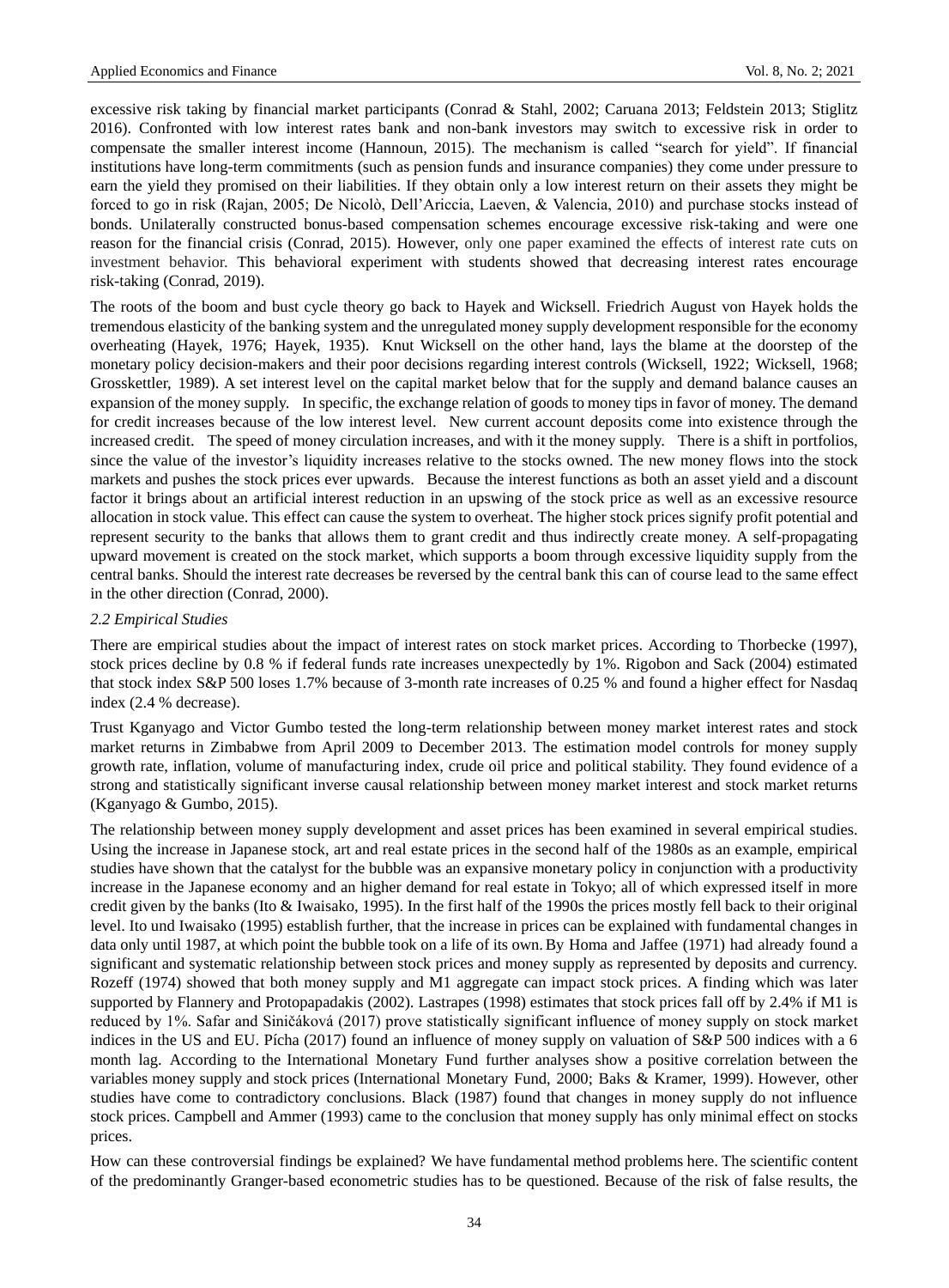excessive risk taking by financial market participants (Conrad & Stahl, 2002; Caruana 2013; Feldstein 2013; Stiglitz 2016). Confronted with low interest rates bank and non-bank investors may switch to excessive risk in order to compensate the smaller interest income (Hannoun, 2015). The mechanism is called "search for yield". If financial institutions have long-term commitments (such as pension funds and insurance companies) they come under pressure to earn the yield they promised on their liabilities. If they obtain only a low interest return on their assets they might be forced to go in risk (Rajan, 2005; De Nicolò, Dell'Ariccia, Laeven, & Valencia, 2010) and purchase stocks instead of bonds. Unilaterally constructed bonus-based compensation schemes encourage excessive risk-taking and were one reason for the financial crisis (Conrad, 2015). However, only one paper examined the effects of interest rate cuts on investment behavior. This behavioral experiment with students showed that decreasing interest rates encourage risk-taking (Conrad, 2019).

The roots of the boom and bust cycle theory go back to Hayek and Wicksell. Friedrich August von Hayek holds the tremendous elasticity of the banking system and the unregulated money supply development responsible for the economy overheating (Hayek, 1976; Hayek, 1935). Knut Wicksell on the other hand, lays the blame at the doorstep of the monetary policy decision-makers and their poor decisions regarding interest controls (Wicksell, 1922; Wicksell, 1968; Grossketttler, 1989). A set interest level on the capital market below that for the supply and demand balance causes an expansion of the money supply. In specific, the exchange relation of goods to money tips in favor of money. The demand for credit increases because of the low interest level. New current account deposits come into existence through the increased credit. The speed of money circulation increases, and with it the money supply. There is a shift in portfolios, since the value of the investor's liquidity increases relative to the stocks owned. The new money flows into the stock markets and pushes the stock prices ever upwards. Because the interest functions as both an asset yield and a discount factor it brings about an artificial interest reduction in an upswing of the stock price as well as an excessive resource allocation in stock value. This effect can cause the system to overheat. The higher stock prices signify profit potential and represent security to the banks that allows them to grant credit and thus indirectly create money. A self-propagating upward movement is created on the stock market, which supports a boom through excessive liquidity supply from the central banks. Should the interest rate decreases be reversed by the central bank this can of course lead to the same effect in the other direction (Conrad, 2000).

### *2.2 Empirical Studies*

There are empirical studies about the impact of interest rates on stock market prices. According to Thorbecke (1997), stock prices decline by 0.8 % if federal funds rate increases unexpectedly by 1%. Rigobon and Sack (2004) estimated that stock index S&P 500 loses 1.7% because of 3-month rate increases of 0.25 % and found a higher effect for Nasdaq index (2.4 % decrease).

Trust Kganyago and Victor Gumbo tested the long-term relationship between money market interest rates and stock market returns in Zimbabwe from April 2009 to December 2013. The estimation model controls for money supply growth rate, inflation, volume of manufacturing index, crude oil price and political stability. They found evidence of a strong and statistically significant inverse causal relationship between money market interest and stock market returns (Kganyago & Gumbo, 2015).

The relationship between money supply development and asset prices has been examined in several empirical studies. Using the increase in Japanese stock, art and real estate prices in the second half of the 1980s as an example, empirical studies have shown that the catalyst for the bubble was an expansive monetary policy in conjunction with a productivity increase in the Japanese economy and an higher demand for real estate in Tokyo; all of which expressed itself in more credit given by the banks (Ito & Iwaisako, 1995). In the first half of the 1990s the prices mostly fell back to their original level. Ito und Iwaisako (1995) establish further, that the increase in prices can be explained with fundamental changes in data only until 1987, at which point the bubble took on a life of its own. By Homa and Jaffee (1971) had already found a significant and systematic relationship between stock prices and money supply as represented by deposits and currency. Rozeff (1974) showed that both money supply and M1 aggregate can impact stock prices. A finding which was later supported by Flannery and Protopapadakis (2002). Lastrapes (1998) estimates that stock prices fall off by 2.4% if M1 is reduced by 1%. Safar and Siničáková (2017) prove statistically significant influence of money supply on stock market indices in the US and EU. Pícha (2017) found an influence of money supply on valuation of S&P 500 indices with a 6 month lag. According to the International Monetary Fund further analyses show a positive correlation between the variables money supply and stock prices (International Monetary Fund, 2000; Baks & Kramer, 1999). However, other studies have come to contradictory conclusions. Black (1987) found that changes in money supply do not influence stock prices. Campbell and Ammer (1993) came to the conclusion that money supply has only minimal effect on stocks prices.

How can these controversial findings be explained? We have fundamental method problems here. The scientific content of the predominantly Granger-based econometric studies has to be questioned. Because of the risk of false results, the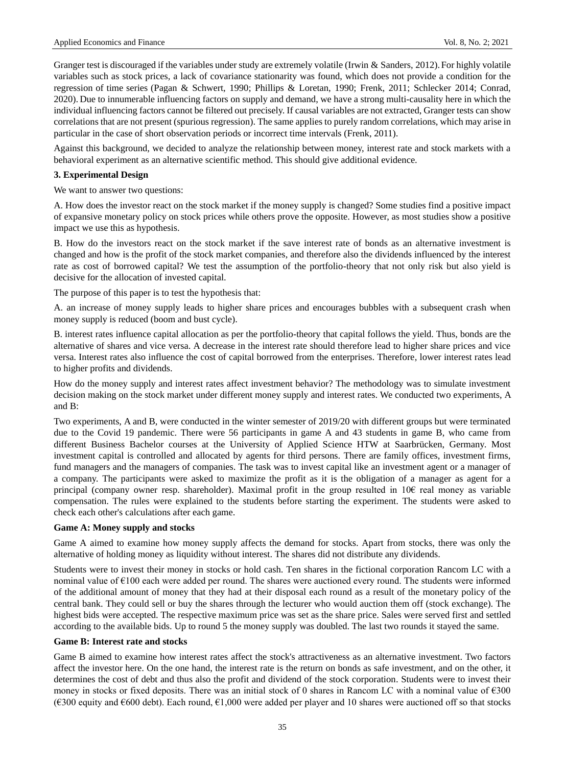Granger test is discouraged if the variables under study are extremely volatile (Irwin & Sanders, 2012). For highly volatile variables such as stock prices, a lack of covariance stationarity was found, which does not provide a condition for the regression of time series (Pagan & Schwert, 1990; Phillips & Loretan, 1990; Frenk, 2011; Schlecker 2014; Conrad, 2020). Due to innumerable influencing factors on supply and demand, we have a strong multi-causality here in which the individual influencing factors cannot be filtered out precisely. If causal variables are not extracted, Granger tests can show correlations that are not present (spurious regression). The same applies to purely random correlations, which may arise in particular in the case of short observation periods or incorrect time intervals (Frenk, 2011).

Against this background, we decided to analyze the relationship between money, interest rate and stock markets with a behavioral experiment as an alternative scientific method. This should give additional evidence.

### 3. Experimental Design

We want to answer two questions:

A. How does the investor react on the stock market if the money supply is changed? Some studies find a positive impact of expansive monetary policy on stock prices while others prove the opposite. However, as most studies show a positive impact we use this as hypothesis.

B. How do the investors react on the stock market if the save interest rate of bonds as an alternative investment is changed and how is the profit of the stock market companies, and therefore also the dividends influenced by the interest rate as cost of borrowed capital? We test the assumption of the portfolio-theory that not only risk but also yield is decisive for the allocation of invested capital.

The purpose of this paper is to test the hypothesis that:

A. an increase of money supply leads to higher share prices and encourages bubbles with a subsequent crash when money supply is reduced (boom and bust cycle).

B. interest rates influence capital allocation as per the portfolio-theory that capital follows the yield. Thus, bonds are the alternative of shares and vice versa. A decrease in the interest rate should therefore lead to higher share prices and vice versa. Interest rates also influence the cost of capital borrowed from the enterprises. Therefore, lower interest rates lead to higher profits and dividends.

How do the money supply and interest rates affect investment behavior? The methodology was to simulate investment decision making on the stock market under different money supply and interest rates. We conducted two experiments, A and B:

Two experiments, A and B, were conducted in the winter semester of 2019/20 with different groups but were terminated due to the Covid 19 pandemic. There were 56 participants in game A and 43 students in game B, who came from different Business Bachelor courses at the University of Applied Science HTW at Saarbrücken, Germany. Most investment capital is controlled and allocated by agents for third persons. There are family offices, investment firms, fund managers and the managers of companies. The task was to invest capital like an investment agent or a manager of a company. The participants were asked to maximize the profit as it is the obligation of a manager as agent for a principal (company owner resp. shareholder). Maximal profit in the group resulted in 10€ real money as variable compensation. The rules were explained to the students before starting the experiment. The students were asked to check each other's calculations after each game.

#### Game A: Money supply and stocks

Game A aimed to examine how money supply affects the demand for stocks. Apart from stocks, there was only the alternative of holding money as liquidity without interest. The shares did not distribute any dividends.

Students were to invest their money in stocks or hold cash. Ten shares in the fictional corporation Rancom LC with a nominal value of €100 each were added per round. The shares were auctioned every round. The students were informed of the additional amount of money that they had at their disposal each round as a result of the monetary policy of the central bank. They could sell or buy the shares through the lecturer who would auction them off (stock exchange). The highest bids were accepted. The respective maximum price was set as the share price. Sales were served first and settled according to the available bids. Up to round 5 the money supply was doubled. The last two rounds it stayed the same.

#### Game B: Interest rate and stocks

Game B aimed to examine how interest rates affect the stock's attractiveness as an alternative investment. Two factors affect the investor here. On the one hand, the interest rate is the return on bonds as safe investment, and on the other, it determines the cost of debt and thus also the profit and dividend of the stock corporation. Students were to invest their money in stocks or fixed deposits. There was an initial stock of 0 shares in Rancom LC with a nominal value of €300 (€300 equity and €600 debt). Each round, €1,000 were added per player and 10 shares were auctioned off so that stocks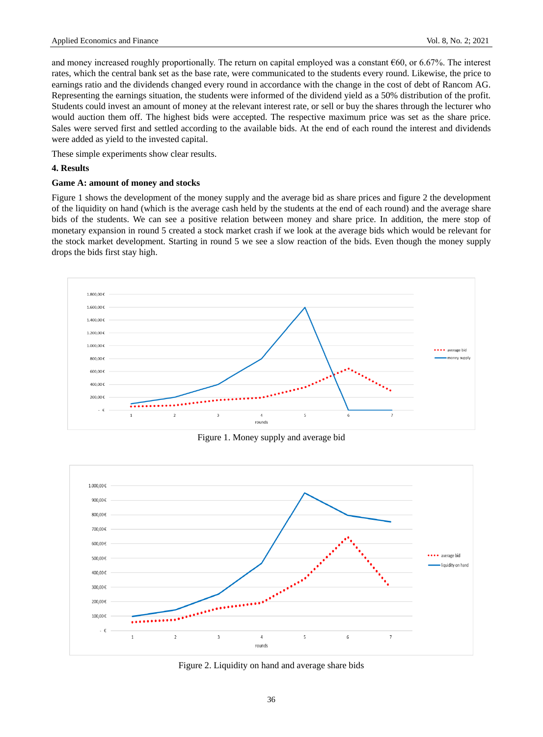and money increased roughly proportionally. The return on capital employed was a constant €60, or 6.67%. The interest rates, which the central bank set as the base rate, were communicated to the students every round. Likewise, the price to earnings ratio and the dividends changed every round in accordance with the change in the cost of debt of Rancom AG. Representing the earnings situation, the students were informed of the dividend yield as a 50% distribution of the profit. Students could invest an amount of money at the relevant interest rate, or sell or buy the shares through the lecturer who would auction them off. The highest bids were accepted. The respective maximum price was set as the share price. Sales were served first and settled according to the available bids. At the end of each round the interest and dividends were added as yield to the invested capital.

These simple experiments show clear results.

## 4. Results

### Game A: amount of money and stocks

Figure 1 shows the development of the money supply and the average bid as share prices and figure 2 the development of the liquidity on hand (which is the average cash held by the students at the end of each round) and the average share bids of the students. We can see a positive relation between money and share price. In addition, the mere stop of monetary expansion in round 5 created a stock market crash if we look at the average bids which would be relevant for the stock market development. Starting in round 5 we see a slow reaction of the bids. Even though the money supply drops the bids first stay high.

Figure 1. Money supply and average bid

Figure 2. Liquidity on hand and average share bids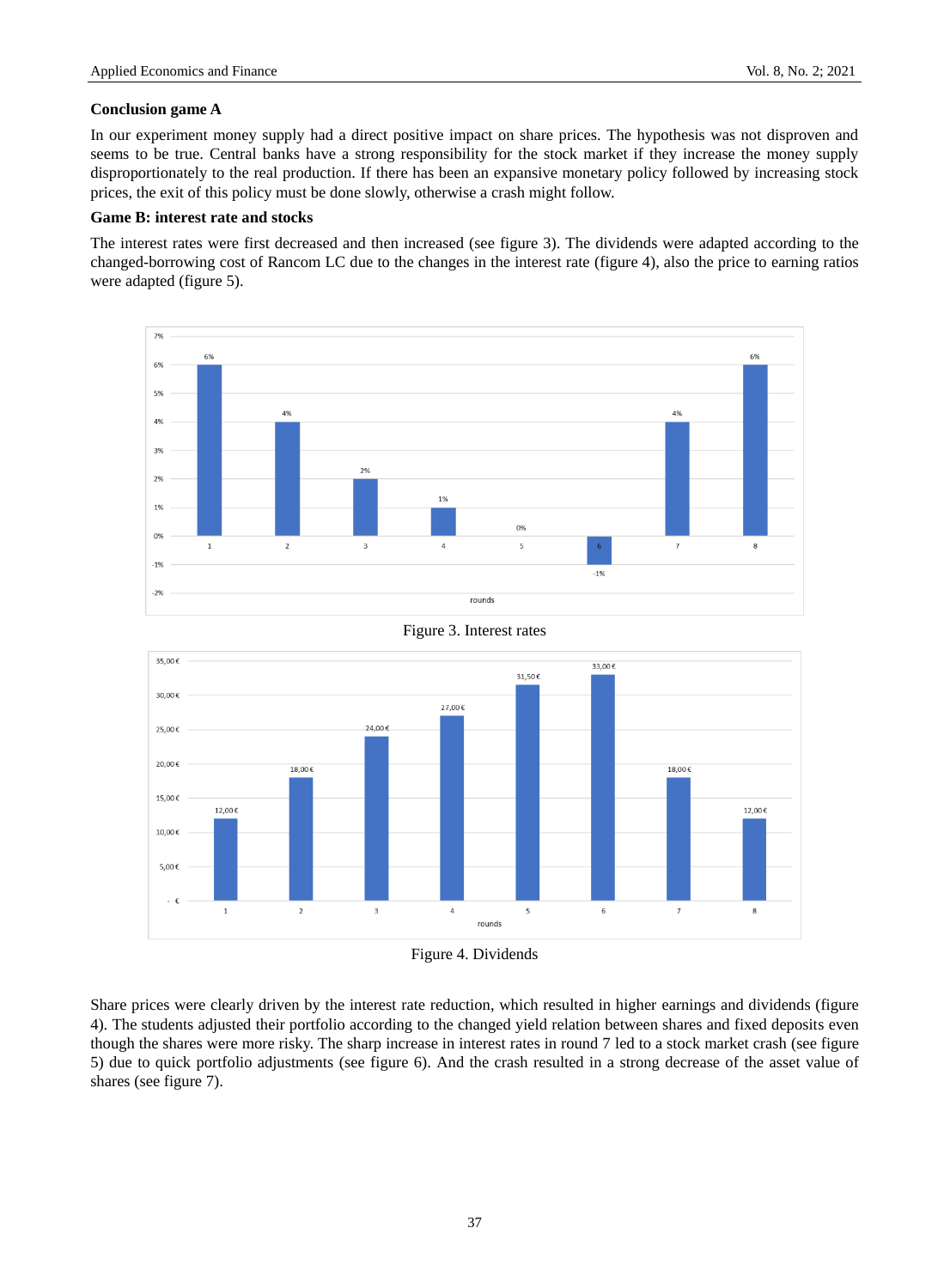**Conclusion game A**

In our experiment money supply had a direct positive impact on share prices. The hypothesis was not disproven and seems to be true. Central banks have a strong responsibility for the stock market if they increase the money supply disproportionately to the real production. If there has been an expansive monetary policy followed by increasing stock prices, the exit of this policy must be done slowly, otherwise a crash might follow.

**Game B: interest rate and stocks**

The interest rates were first decreased and then increased (see figure 3). The dividends were adapted according to the changed-borrowing cost of Rancom LC due to the changes in the interest rate (figure 4), also the price to earning ratios were adapted (figure 5).

Figure 3. Interest rates

Figure 4. Dividends

Share prices were clearly driven by the interest rate reduction, which resulted in higher earnings and dividends (figure 4). The students adjusted their portfolio according to the changed yield relation between shares and fixed deposits even though the shares were more risky. The sharp increase in interest rates in round 7 led to a stock market crash (see figure 5) due to quick portfolio adjustments (see figure 6). And the crash resulted in a strong decrease of the asset value of shares (see figure 7).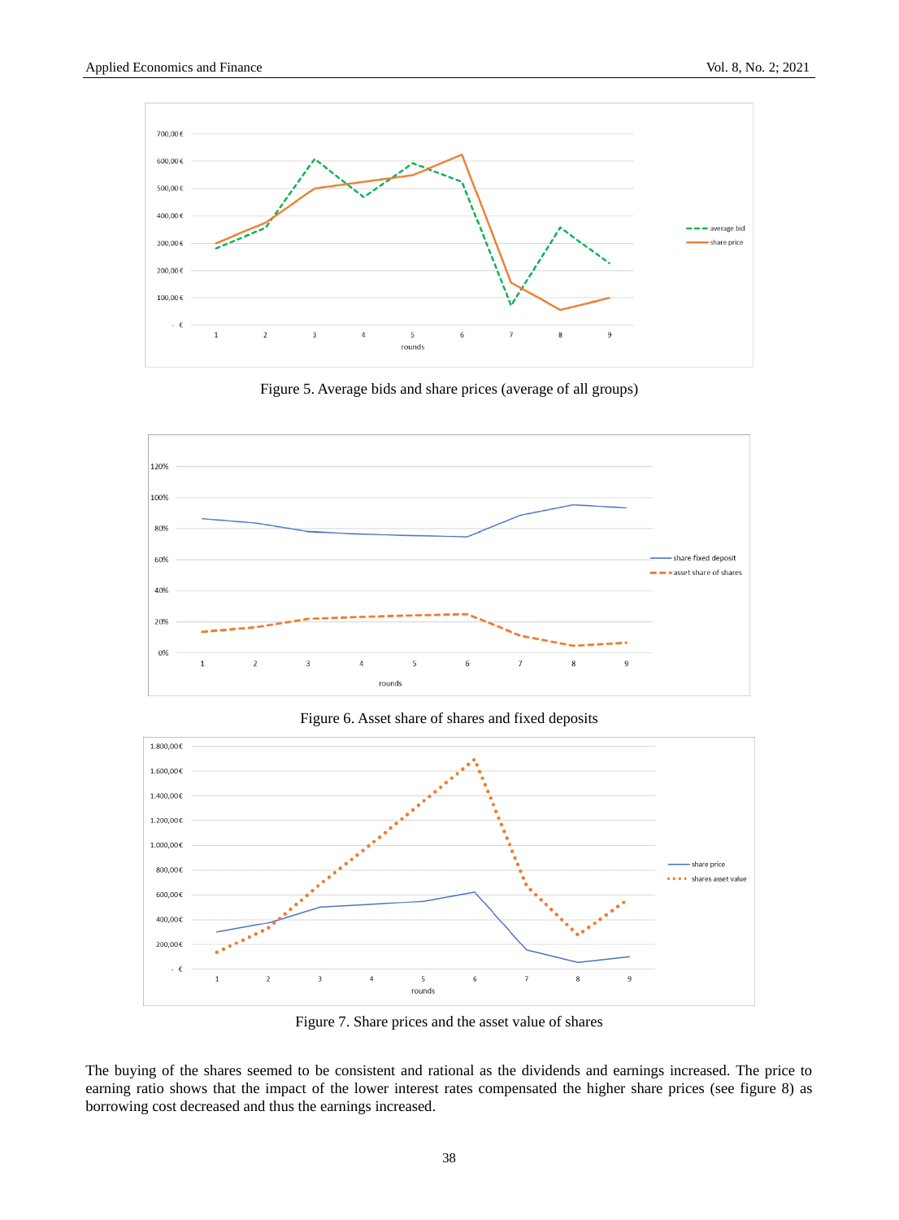Figure 5. Average bids and share prices (average of all groups)

Figure 6. Asset share of shares and fixed deposits

Figure 7. Share prices and the asset value of shares

The buying of the shares seemed to be consistent and rational as the dividends and earnings increased. The price to earning ratio shows that the impact of the lower interest rates compensated the higher share prices (see figure 8) as borrowing cost decreased and thus the earnings increased.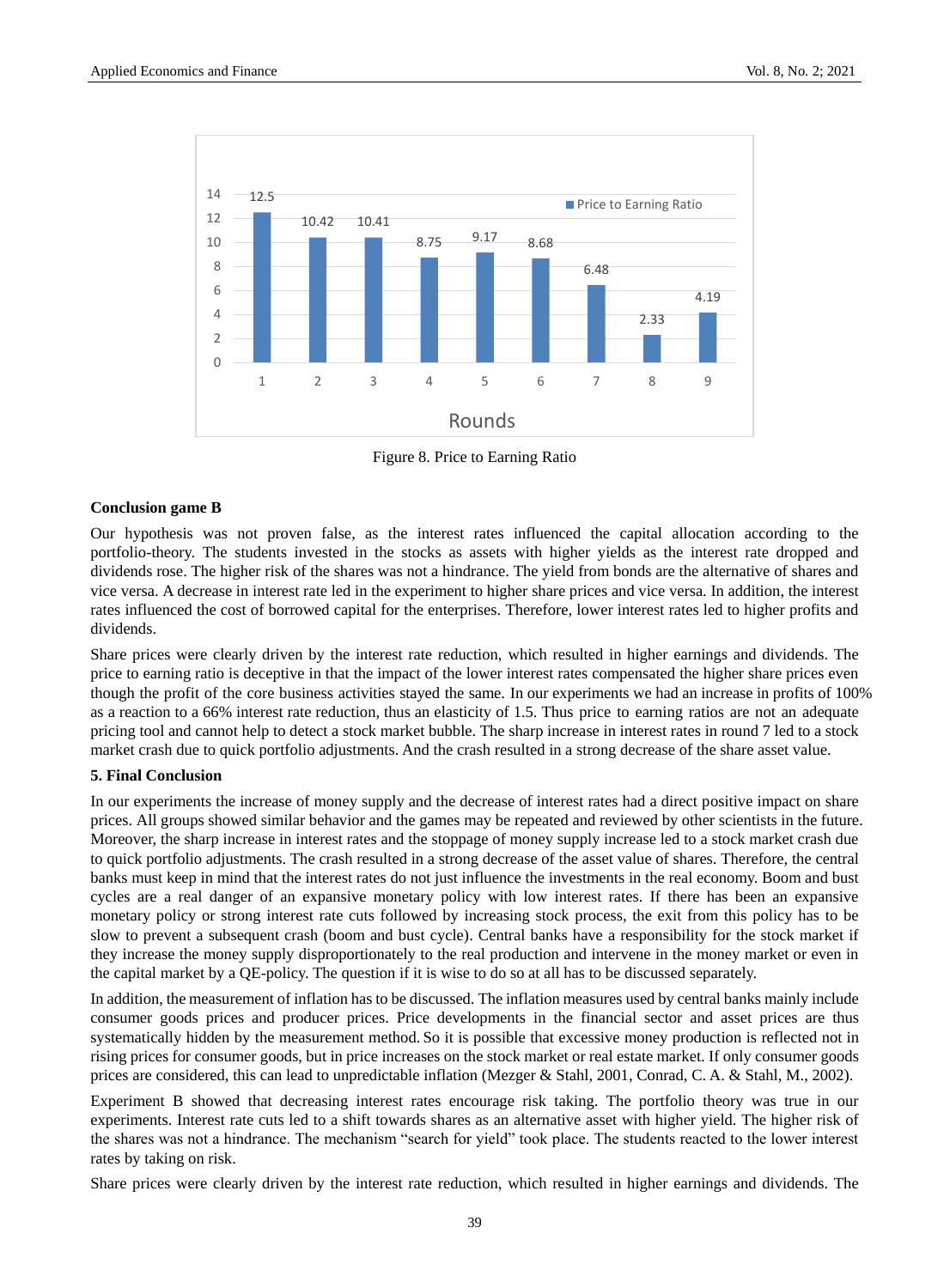| Rounds | 1 | 2 | 3 | 4 | 5 | 6 | 7 | 8 | 9 |
|---|---|---|---|---|---|---|---|---|---|
| Price to Earning Ratio | 12.5 | 10.42 | 10.41 | 8.75 | 9.17 | 8.68 | 6.48 | 2.33 | 4.19 |

Figure 8. Price to Earning Ratio

**Conclusion game B**

Our hypothesis was not proven false, as the interest rates influenced the capital allocation according to the portfolio-theory. The students invested in the stocks as assets with higher yields as the interest rate dropped and dividends rose. The higher risk of the shares was not a hindrance. The yield from bonds are the alternative of shares and vice versa. A decrease in interest rate led in the experiment to higher share prices and vice versa. In addition, the interest rates influenced the cost of borrowed capital for the enterprises. Therefore, lower interest rates led to higher profits and dividends.

Share prices were clearly driven by the interest rate reduction, which resulted in higher earnings and dividends. The price to earning ratio is deceptive in that the impact of the lower interest rates compensated the higher share prices even though the profit of the core business activities stayed the same. In our experiments we had an increase in profits of 100% as a reaction to a 66% interest rate reduction, thus an elasticity of 1.5. Thus price to earning ratios are not an adequate pricing tool and cannot help to detect a stock market bubble. The sharp increase in interest rates in round 7 led to a stock market crash due to quick portfolio adjustments. And the crash resulted in a strong decrease of the share asset value.

## 5. Final Conclusion

In our experiments the increase of money supply and the decrease of interest rates had a direct positive impact on share prices. All groups showed similar behavior and the games may be repeated and reviewed by other scientists in the future. Moreover, the sharp increase in interest rates and the stoppage of money supply increase led to a stock market crash due to quick portfolio adjustments. The crash resulted in a strong decrease of the asset value of shares. Therefore, the central banks must keep in mind that the interest rates do not just influence the investments in the real economy. Boom and bust cycles are a real danger of an expansive monetary policy with low interest rates. If there has been an expansive monetary policy or strong interest rate cuts followed by increasing stock process, the exit from this policy has to be slow to prevent a subsequent crash (boom and bust cycle). Central banks have a responsibility for the stock market if they increase the money supply disproportionately to the real production and intervene in the money market or even in the capital market by a QE-policy. The question if it is wise to do so at all has to be discussed separately.

In addition, the measurement of inflation has to be discussed. The inflation measures used by central banks mainly include consumer goods prices and producer prices. Price developments in the financial sector and asset prices are thus systematically hidden by the measurement method. So it is possible that excessive money production is reflected not in rising prices for consumer goods, but in price increases on the stock market or real estate market. If only consumer goods prices are considered, this can lead to unpredictable inflation (Mezger & Stahl, 2001, Conrad, C. A. & Stahl, M., 2002).

Experiment B showed that decreasing interest rates encourage risk taking. The portfolio theory was true in our experiments. Interest rate cuts led to a shift towards shares as an alternative asset with higher yield. The higher risk of the shares was not a hindrance. The mechanism "search for yield" took place. The students reacted to the lower interest rates by taking on risk.

Share prices were clearly driven by the interest rate reduction, which resulted in higher earnings and dividends. The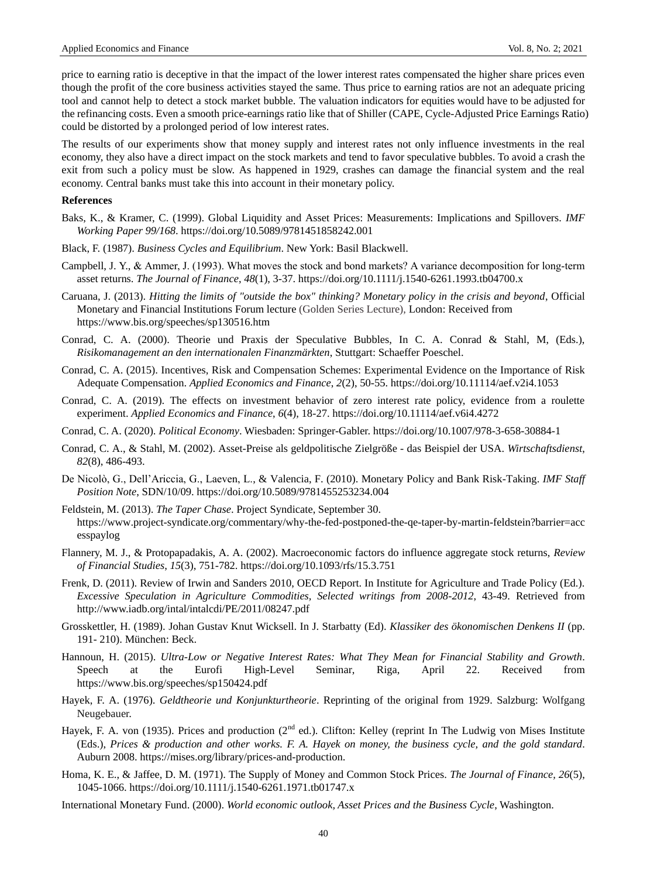price to earning ratio is deceptive in that the impact of the lower interest rates compensated the higher share prices even though the profit of the core business activities stayed the same. Thus price to earning ratios are not an adequate pricing tool and cannot help to detect a stock market bubble. The valuation indicators for equities would have to be adjusted for the refinancing costs. Even a smooth price-earnings ratio like that of Shiller (CAPE, Cycle-Adjusted Price Earnings Ratio) could be distorted by a prolonged period of low interest rates.

The results of our experiments show that money supply and interest rates not only influence investments in the real economy, they also have a direct impact on the stock markets and tend to favor speculative bubbles. To avoid a crash the exit from such a policy must be slow. As happened in 1929, crashes can damage the financial system and the real economy. Central banks must take this into account in their monetary policy.

**References**

Baks, K., & Kramer, C. (1999). Global Liquidity and Asset Prices: Measurements: Implications and Spillovers. *IMF Working Paper 99/168*. https://doi.org/10.5089/9781451858242.001

Black, F. (1987). *Business Cycles and Equilibrium*. New York: Basil Blackwell.

Campbell, J. Y., & Ammer, J. (1993). What moves the stock and bond markets? A variance decomposition for long-term asset returns. *The Journal of Finance*, *48*(1), 3-37. https://doi.org/10.1111/j.1540-6261.1993.tb04700.x

Caruana, J. (2013). *Hitting the limits of "outside the box" thinking? Monetary policy in the crisis and beyond*, Official Monetary and Financial Institutions Forum lecture (Golden Series Lecture), London: Received from https://www.bis.org/speeches/sp130516.htm

Conrad, C. A. (2000). Theorie und Praxis der Speculative Bubbles, In C. A. Conrad & Stahl, M, (Eds.), *Risikomanagement an den internationalen Finanzmärkten*, Stuttgart: Schaeffer Poeschel.

Conrad, C. A. (2015). Incentives, Risk and Compensation Schemes: Experimental Evidence on the Importance of Risk Adequate Compensation. *Applied Economics and Finance*, *2*(2), 50-55. https://doi.org/10.11114/aef.v2i4.1053

Conrad, C. A. (2019). The effects on investment behavior of zero interest rate policy, evidence from a roulette experiment. *Applied Economics and Finance*, *6*(4), 18-27. https://doi.org/10.11114/aef.v6i4.4272

Conrad, C. A. (2020). *Political Economy*. Wiesbaden: Springer-Gabler. https://doi.org/10.1007/978-3-658-30884-1

Conrad, C. A., & Stahl, M. (2002). Asset-Preise als geldpolitische Zielgröße - das Beispiel der USA. *Wirtschaftsdienst*, *82*(8), 486-493.

De Nicolò, G., Dell'Ariccia, G., Laeven, L., & Valencia, F. (2010). Monetary Policy and Bank Risk-Taking. *IMF Staff Position Note*, SDN/10/09. https://doi.org/10.5089/9781455253234.004

Feldstein, M. (2013). *The Taper Chase*. Project Syndicate, September 30. https://www.project-syndicate.org/commentary/why-the-fed-postponed-the-qe-taper-by-martin-feldstein?barrier=accesspaylog

Flannery, M. J., & Protopapadakis, A. A. (2002). Macroeconomic factors do influence aggregate stock returns, *Review of Financial Studies*, *15*(3), 751-782. https://doi.org/10.1093/rfs/15.3.751

Frenk, D. (2011). Review of Irwin and Sanders 2010, OECD Report. In Institute for Agriculture and Trade Policy (Ed.). *Excessive Speculation in Agriculture Commodities, Selected writings from 2008-2012*, 43-49. Retrieved from http://www.iadb.org/intal/intalcdi/PE/2011/08247.pdf

Grosskettler, H. (1989). Johan Gustav Knut Wicksell. In J. Starbatty (Ed). *Klassiker des ökonomischen Denkens II* (pp. 191- 210). München: Beck.

Hannoun, H. (2015). *Ultra-Low or Negative Interest Rates: What They Mean for Financial Stability and Growth*. Speech at the Eurofi High-Level Seminar, Riga, April 22. Received from https://www.bis.org/speeches/sp150424.pdf

Hayek, F. A. (1976). *Geldtheorie und Konjunkturtheorie*. Reprinting of the original from 1929. Salzburg: Wolfgang Neugebauer.

Hayek, F. A. von (1935). Prices and production (2nd ed.). Clifton: Kelley (reprint In The Ludwig von Mises Institute (Eds.), *Prices & production and other works. F. A. Hayek on money, the business cycle, and the gold standard*. Auburn 2008. https://mises.org/library/prices-and-production.

Homa, K. E., & Jaffee, D. M. (1971). The Supply of Money and Common Stock Prices. *The Journal of Finance*, *26*(5), 1045-1066. https://doi.org/10.1111/j.1540-6261.1971.tb01747.x

International Monetary Fund. (2000). *World economic outlook, Asset Prices and the Business Cycle*, Washington.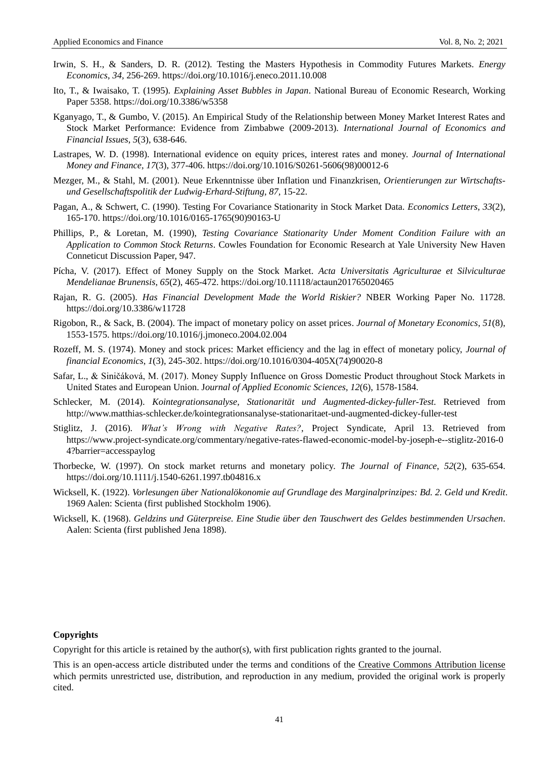Irwin, S. H., & Sanders, D. R. (2012). Testing the Masters Hypothesis in Commodity Futures Markets. *Energy Economics*, *34*, 256-269. https://doi.org/10.1016/j.eneco.2011.10.008

Ito, T., & Iwaisako, T. (1995). *Explaining Asset Bubbles in Japan*. National Bureau of Economic Research, Working Paper 5358. https://doi.org/10.3386/w5358

Kganyago, T., & Gumbo, V. (2015). An Empirical Study of the Relationship between Money Market Interest Rates and Stock Market Performance: Evidence from Zimbabwe (2009-2013). *International Journal of Economics and Financial Issues*, *5*(3), 638-646.

Lastrapes, W. D. (1998). International evidence on equity prices, interest rates and money. *Journal of International Money and Finance*, *17*(3), 377-406. https://doi.org/10.1016/S0261-5606(98)00012-6

Mezger, M., & Stahl, M. (2001). Neue Erkenntnisse über Inflation und Finanzkrisen, *Orientierungen zur Wirtschafts- und Gesellschaftspolitik der Ludwig-Erhard-Stiftung*, *87*, 15-22.

Pagan, A., & Schwert, C. (1990). Testing For Covariance Stationarity in Stock Market Data. *Economics Letters*, *33*(2), 165-170. https://doi.org/10.1016/0165-1765(90)90163-U

Phillips, P., & Loretan, M. (1990), *Testing Covariance Stationarity Under Moment Condition Failure with an Application to Common Stock Returns*. Cowles Foundation for Economic Research at Yale University New Haven Conneticut Discussion Paper, 947.

Pícha, V. (2017). Effect of Money Supply on the Stock Market. *Acta Universitatis Agriculturae et Silviculturae Mendelianae Brunensis*, *65*(2), 465-472. https://doi.org/10.11118/actaun201765020465

Rajan, R. G. (2005). *Has Financial Development Made the World Riskier?* NBER Working Paper No. 11728. https://doi.org/10.3386/w11728

Rigobon, R., & Sack, B. (2004). The impact of monetary policy on asset prices. *Journal of Monetary Economics*, *51*(8), 1553-1575. https://doi.org/10.1016/j.jmoneco.2004.02.004

Rozeff, M. S. (1974). Money and stock prices: Market efficiency and the lag in effect of monetary policy, *Journal of financial Economics*, *1*(3), 245-302. https://doi.org/10.1016/0304-405X(74)90020-8

Safar, L., & Siničáková, M. (2017). Money Supply Influence on Gross Domestic Product throughout Stock Markets in United States and European Union. J*ournal of Applied Economic Sciences*, *12*(6), 1578-1584.

Schlecker, M. (2014). *Kointegrationsanalyse, Stationarität und Augmented-dickey-fuller-Test.* Retrieved from http://www.matthias-schlecker.de/kointegrationsanalyse-stationaritaet-und-augmented-dickey-fuller-test

Stiglitz, J. (2016). *What's Wrong with Negative Rates?*, Project Syndicate, April 13. Retrieved from https://www.project-syndicate.org/commentary/negative-rates-flawed-economic-model-by-joseph-e--stiglitz-2016-04?barrier=accesspaylog

Thorbecke, W. (1997). On stock market returns and monetary policy. *The Journal of Finance*, *52*(2), 635-654. https://doi.org/10.1111/j.1540-6261.1997.tb04816.x

Wicksell, K. (1922). *Vorlesungen über Nationalökonomie auf Grundlage des Marginalprinzipes: Bd. 2. Geld und Kredit*. 1969 Aalen: Scienta (first published Stockholm 1906).

Wicksell, K. (1968). *Geldzins und Güterpreise. Eine Studie über den Tauschwert des Geldes bestimmenden Ursachen*. Aalen: Scienta (first published Jena 1898).

**Copyrights**

Copyright for this article is retained by the author(s), with first publication rights granted to the journal.

This is an open-access article distributed under the terms and conditions of the Creative Commons Attribution license which permits unrestricted use, distribution, and reproduction in any medium, provided the original work is properly cited.